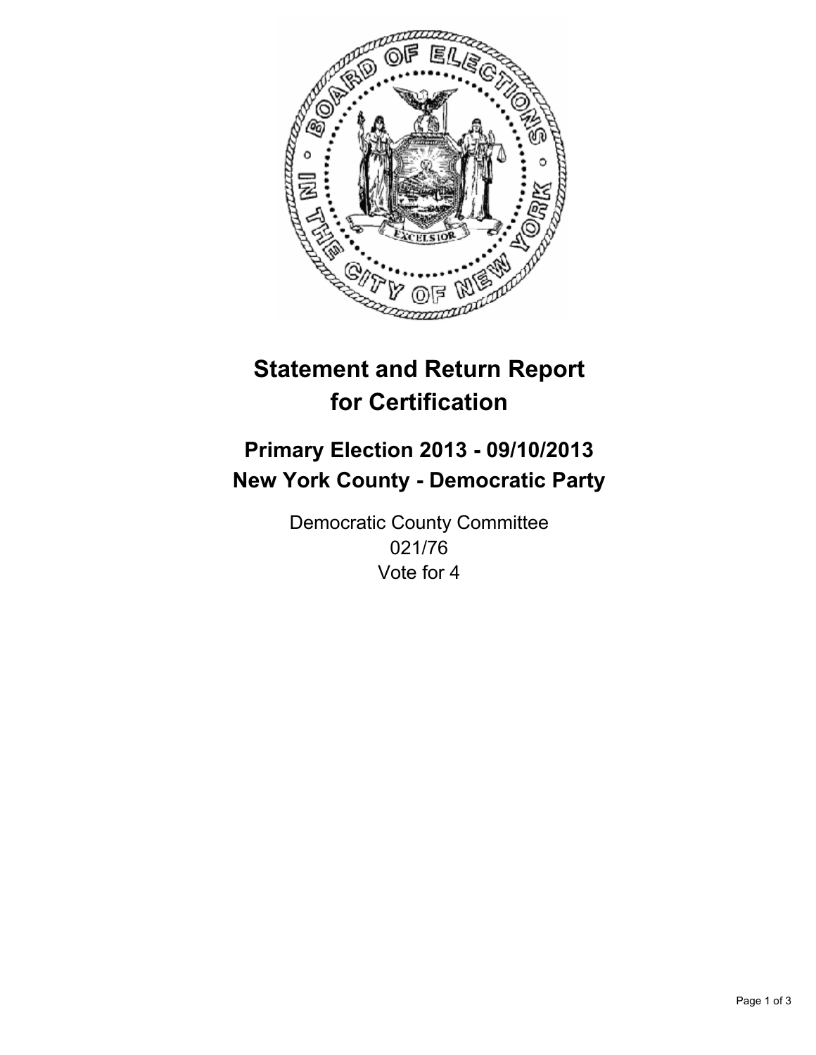# Statement and Return Report for Certification

## Primary Election 2013 - 09/10/2013
## New York County - Democratic Party

Democratic County Committee
021/76
Vote for 4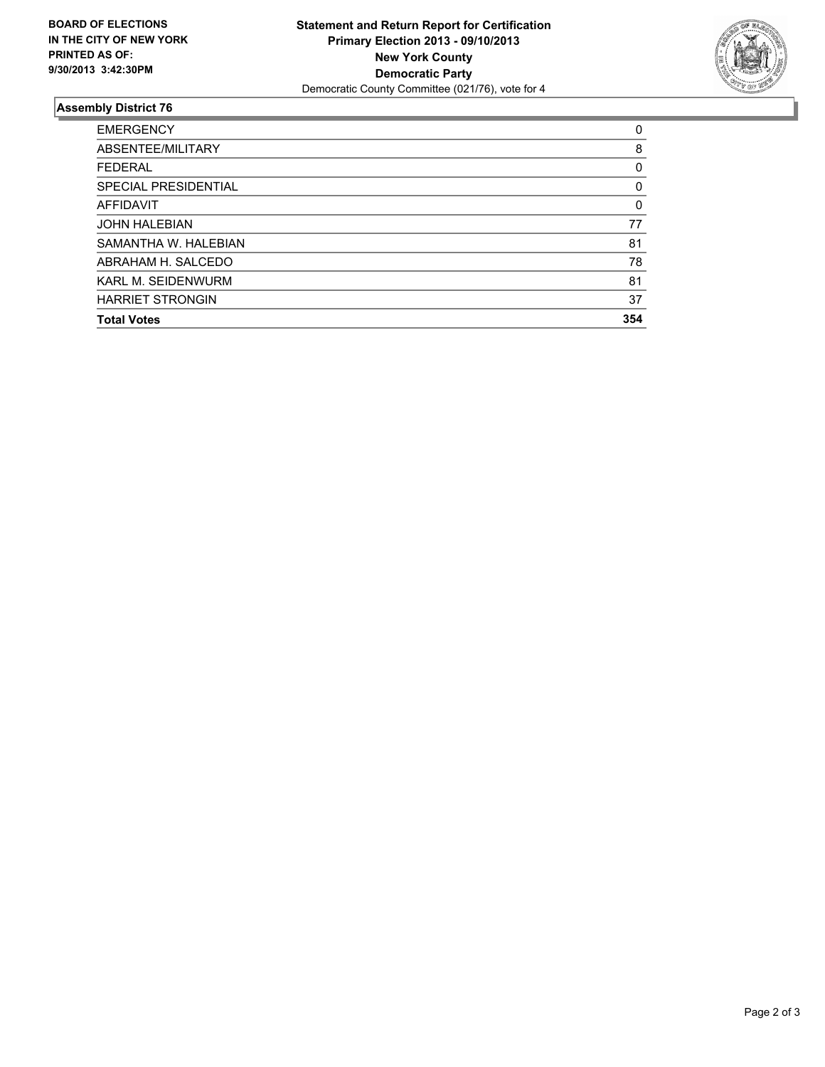**BOARD OF ELECTIONS IN THE CITY OF NEW YORK PRINTED AS OF: 9/30/2013 3:42:30PM**

**Statement and Return Report for Certification**
**Primary Election 2013 - 09/10/2013**
**New York County**
**Democratic Party**
Democratic County Committee (021/76), vote for 4

## Assembly District 76

| | |
|---|---|
| EMERGENCY | 0 |
| ABSENTEE/MILITARY | 8 |
| FEDERAL | 0 |
| SPECIAL PRESIDENTIAL | 0 |
| AFFIDAVIT | 0 |
| JOHN HALEBIAN | 77 |
| SAMANTHA W. HALEBIAN | 81 |
| ABRAHAM H. SALCEDO | 78 |
| KARL M. SEIDENWURM | 81 |
| HARRIET STRONGIN | 37 |
| **Total Votes** | **354** |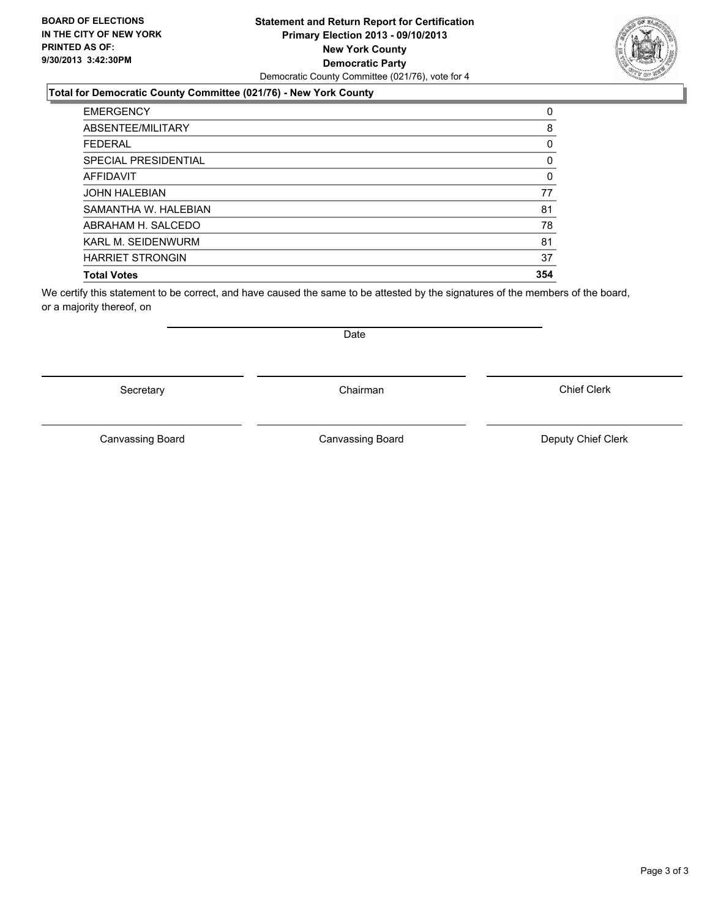**BOARD OF ELECTIONS IN THE CITY OF NEW YORK PRINTED AS OF: 9/30/2013 3:42:30PM**

**Statement and Return Report for Certification**
**Primary Election 2013 - 09/10/2013**
**New York County**
**Democratic Party**
Democratic County Committee (021/76), vote for 4

**Total for Democratic County Committee (021/76) - New York County**

| | |
|---|---|
| EMERGENCY | 0 |
| ABSENTEE/MILITARY | 8 |
| FEDERAL | 0 |
| SPECIAL PRESIDENTIAL | 0 |
| AFFIDAVIT | 0 |
| JOHN HALEBIAN | 77 |
| SAMANTHA W. HALEBIAN | 81 |
| ABRAHAM H. SALCEDO | 78 |
| KARL M. SEIDENWURM | 81 |
| HARRIET STRONGIN | 37 |
| **Total Votes** | **354** |

We certify this statement to be correct, and have caused the same to be attested by the signatures of the members of the board, or a majority thereof, on

Date

Secretary

Chairman

Chief Clerk

Canvassing Board

Canvassing Board

Deputy Chief Clerk